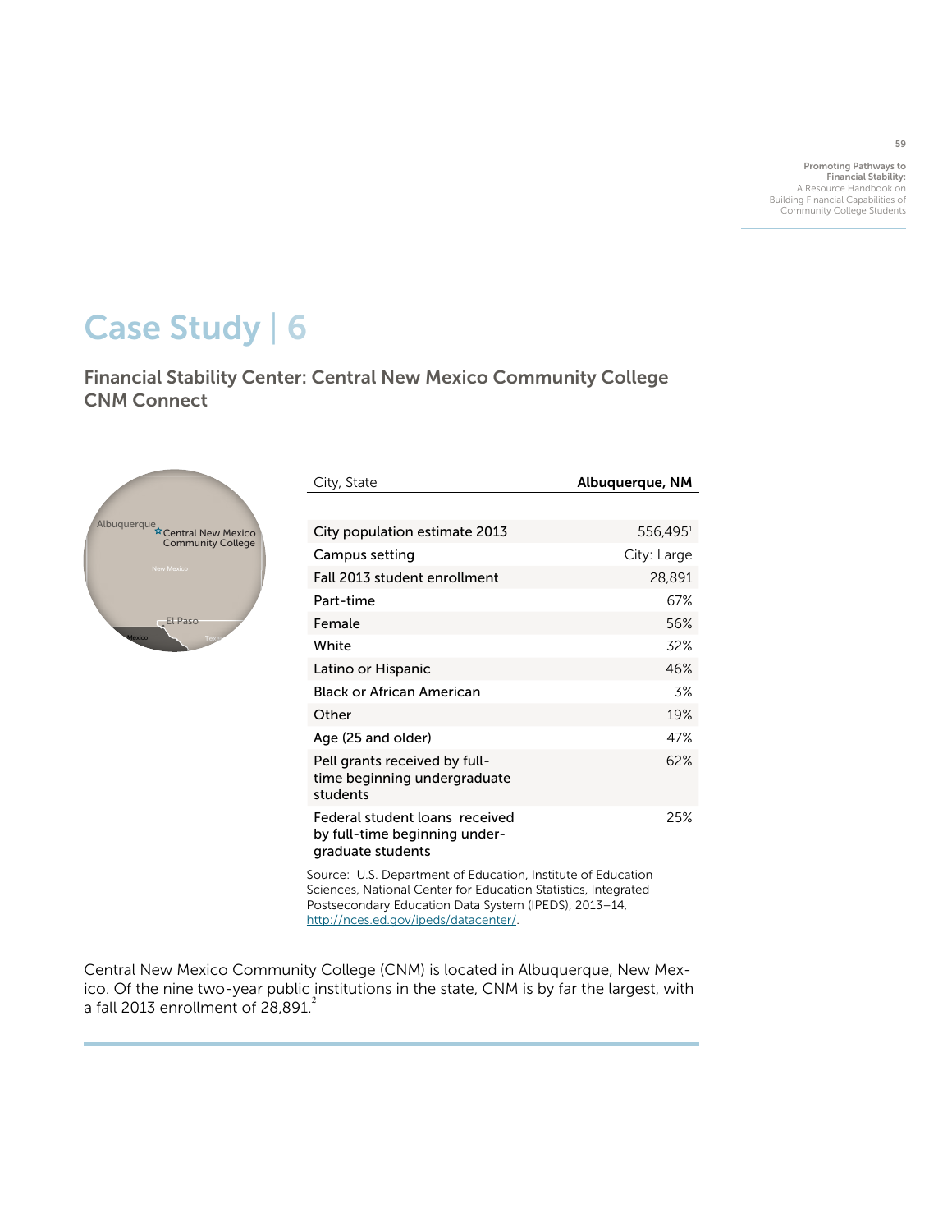# Case Study | 6

## Financial Stability Center: Central New Mexico Community College CNM Connect

| City, State | Albuquerque, NM |
|---|---|
| City population estimate 2013 | 556,495[1] |
| Campus setting | City: Large |
| Fall 2013 student enrollment | 28,891 |
| Part-time | 67% |
| Female | 56% |
| White | 32% |
| Latino or Hispanic | 46% |
| Black or African American | 3% |
| Other | 19% |
| Age (25 and older) | 47% |
| Pell grants received by full-time beginning undergraduate students | 62% |
| Federal student loans received by full-time beginning undergraduate students | 25% |

Source: U.S. Department of Education, Institute of Education Sciences, National Center for Education Statistics, Integrated Postsecondary Education Data System (IPEDS), 2013–14, http://nces.ed.gov/ipeds/datacenter/.

Central New Mexico Community College (CNM) is located in Albuquerque, New Mexico. Of the nine two-year public institutions in the state, CNM is by far the largest, with a fall 2013 enrollment of 28,891.[2]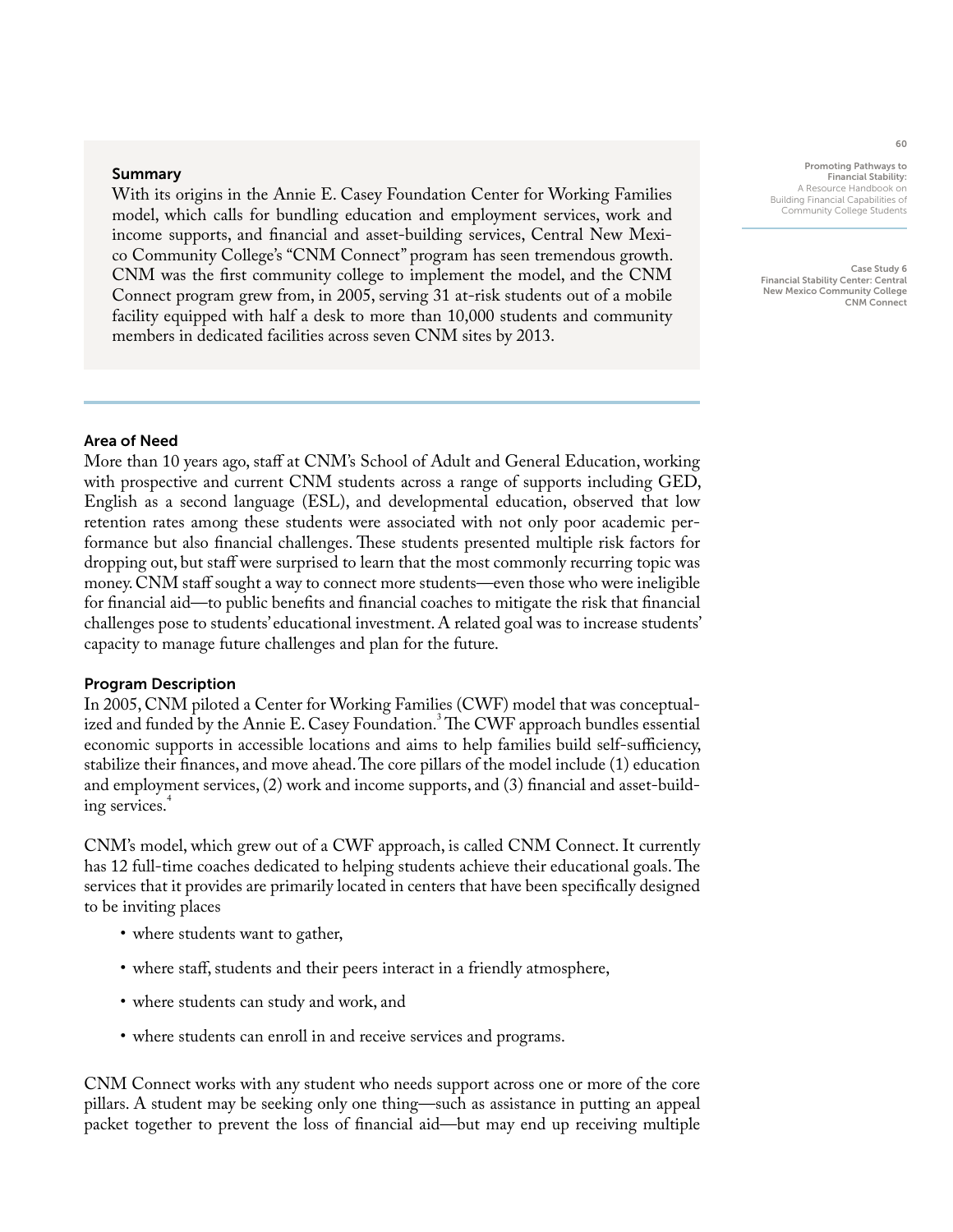## Summary

With its origins in the Annie E. Casey Foundation Center for Working Families model, which calls for bundling education and employment services, work and income supports, and financial and asset-building services, Central New Mexico Community College's "CNM Connect" program has seen tremendous growth. CNM was the first community college to implement the model, and the CNM Connect program grew from, in 2005, serving 31 at-risk students out of a mobile facility equipped with half a desk to more than 10,000 students and community members in dedicated facilities across seven CNM sites by 2013.

### Area of Need

More than 10 years ago, staff at CNM's School of Adult and General Education, working with prospective and current CNM students across a range of supports including GED, English as a second language (ESL), and developmental education, observed that low retention rates among these students were associated with not only poor academic performance but also financial challenges. These students presented multiple risk factors for dropping out, but staff were surprised to learn that the most commonly recurring topic was money. CNM staff sought a way to connect more students—even those who were ineligible for financial aid—to public benefits and financial coaches to mitigate the risk that financial challenges pose to students' educational investment. A related goal was to increase students' capacity to manage future challenges and plan for the future.

### Program Description

In 2005, CNM piloted a Center for Working Families (CWF) model that was conceptualized and funded by the Annie E. Casey Foundation.[3] The CWF approach bundles essential economic supports in accessible locations and aims to help families build self-sufficiency, stabilize their finances, and move ahead. The core pillars of the model include (1) education and employment services, (2) work and income supports, and (3) financial and asset-building services.[4]

CNM's model, which grew out of a CWF approach, is called CNM Connect. It currently has 12 full-time coaches dedicated to helping students achieve their educational goals. The services that it provides are primarily located in centers that have been specifically designed to be inviting places

- where students want to gather,
- where staff, students and their peers interact in a friendly atmosphere,
- where students can study and work, and
- where students can enroll in and receive services and programs.

CNM Connect works with any student who needs support across one or more of the core pillars. A student may be seeking only one thing—such as assistance in putting an appeal packet together to prevent the loss of financial aid—but may end up receiving multiple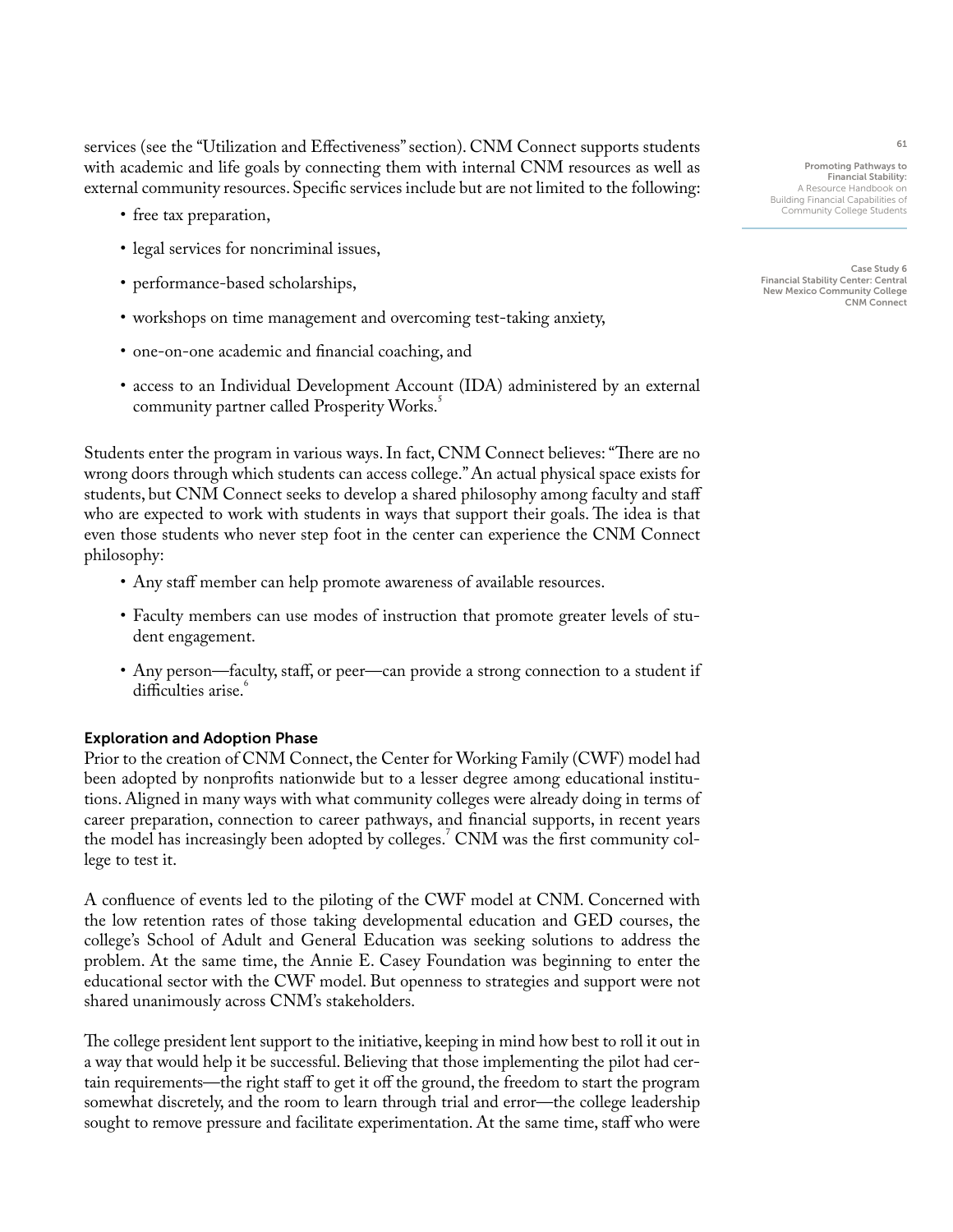services (see the "Utilization and Effectiveness" section). CNM Connect supports students with academic and life goals by connecting them with internal CNM resources as well as external community resources. Specific services include but are not limited to the following:

- free tax preparation,
- legal services for noncriminal issues,
- performance-based scholarships,
- workshops on time management and overcoming test-taking anxiety,
- one-on-one academic and financial coaching, and
- access to an Individual Development Account (IDA) administered by an external community partner called Prosperity Works.[5]

Students enter the program in various ways. In fact, CNM Connect believes: "There are no wrong doors through which students can access college." An actual physical space exists for students, but CNM Connect seeks to develop a shared philosophy among faculty and staff who are expected to work with students in ways that support their goals. The idea is that even those students who never step foot in the center can experience the CNM Connect philosophy:

- Any staff member can help promote awareness of available resources.
- Faculty members can use modes of instruction that promote greater levels of student engagement.
- Any person—faculty, staff, or peer—can provide a strong connection to a student if difficulties arise.[6]

### Exploration and Adoption Phase

Prior to the creation of CNM Connect, the Center for Working Family (CWF) model had been adopted by nonprofits nationwide but to a lesser degree among educational institutions. Aligned in many ways with what community colleges were already doing in terms of career preparation, connection to career pathways, and financial supports, in recent years the model has increasingly been adopted by colleges.[7] CNM was the first community college to test it.

A confluence of events led to the piloting of the CWF model at CNM. Concerned with the low retention rates of those taking developmental education and GED courses, the college's School of Adult and General Education was seeking solutions to address the problem. At the same time, the Annie E. Casey Foundation was beginning to enter the educational sector with the CWF model. But openness to strategies and support were not shared unanimously across CNM's stakeholders.

The college president lent support to the initiative, keeping in mind how best to roll it out in a way that would help it be successful. Believing that those implementing the pilot had certain requirements—the right staff to get it off the ground, the freedom to start the program somewhat discretely, and the room to learn through trial and error—the college leadership sought to remove pressure and facilitate experimentation. At the same time, staff who were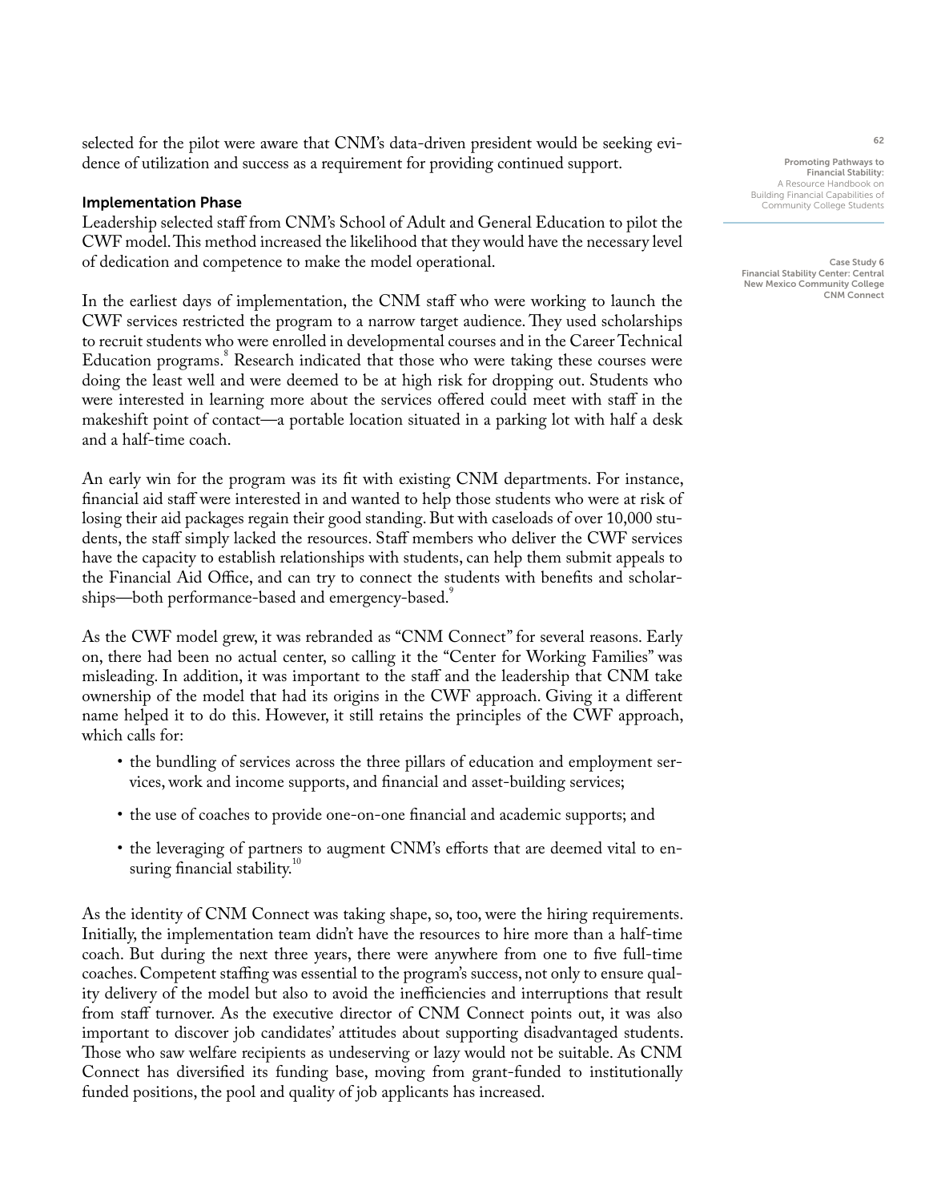selected for the pilot were aware that CNM's data-driven president would be seeking evidence of utilization and success as a requirement for providing continued support.

### Implementation Phase

Leadership selected staff from CNM's School of Adult and General Education to pilot the CWF model. This method increased the likelihood that they would have the necessary level of dedication and competence to make the model operational.

In the earliest days of implementation, the CNM staff who were working to launch the CWF services restricted the program to a narrow target audience. They used scholarships to recruit students who were enrolled in developmental courses and in the Career Technical Education programs.[8] Research indicated that those who were taking these courses were doing the least well and were deemed to be at high risk for dropping out. Students who were interested in learning more about the services offered could meet with staff in the makeshift point of contact—a portable location situated in a parking lot with half a desk and a half-time coach.

An early win for the program was its fit with existing CNM departments. For instance, financial aid staff were interested in and wanted to help those students who were at risk of losing their aid packages regain their good standing. But with caseloads of over 10,000 students, the staff simply lacked the resources. Staff members who deliver the CWF services have the capacity to establish relationships with students, can help them submit appeals to the Financial Aid Office, and can try to connect the students with benefits and scholarships—both performance-based and emergency-based.[9]

As the CWF model grew, it was rebranded as "CNM Connect" for several reasons. Early on, there had been no actual center, so calling it the "Center for Working Families" was misleading. In addition, it was important to the staff and the leadership that CNM take ownership of the model that had its origins in the CWF approach. Giving it a different name helped it to do this. However, it still retains the principles of the CWF approach, which calls for:

- the bundling of services across the three pillars of education and employment services, work and income supports, and financial and asset-building services;
- the use of coaches to provide one-on-one financial and academic supports; and
- the leveraging of partners to augment CNM's efforts that are deemed vital to ensuring financial stability.[10]

As the identity of CNM Connect was taking shape, so, too, were the hiring requirements. Initially, the implementation team didn't have the resources to hire more than a half-time coach. But during the next three years, there were anywhere from one to five full-time coaches. Competent staffing was essential to the program's success, not only to ensure quality delivery of the model but also to avoid the inefficiencies and interruptions that result from staff turnover. As the executive director of CNM Connect points out, it was also important to discover job candidates' attitudes about supporting disadvantaged students. Those who saw welfare recipients as undeserving or lazy would not be suitable. As CNM Connect has diversified its funding base, moving from grant-funded to institutionally funded positions, the pool and quality of job applicants has increased.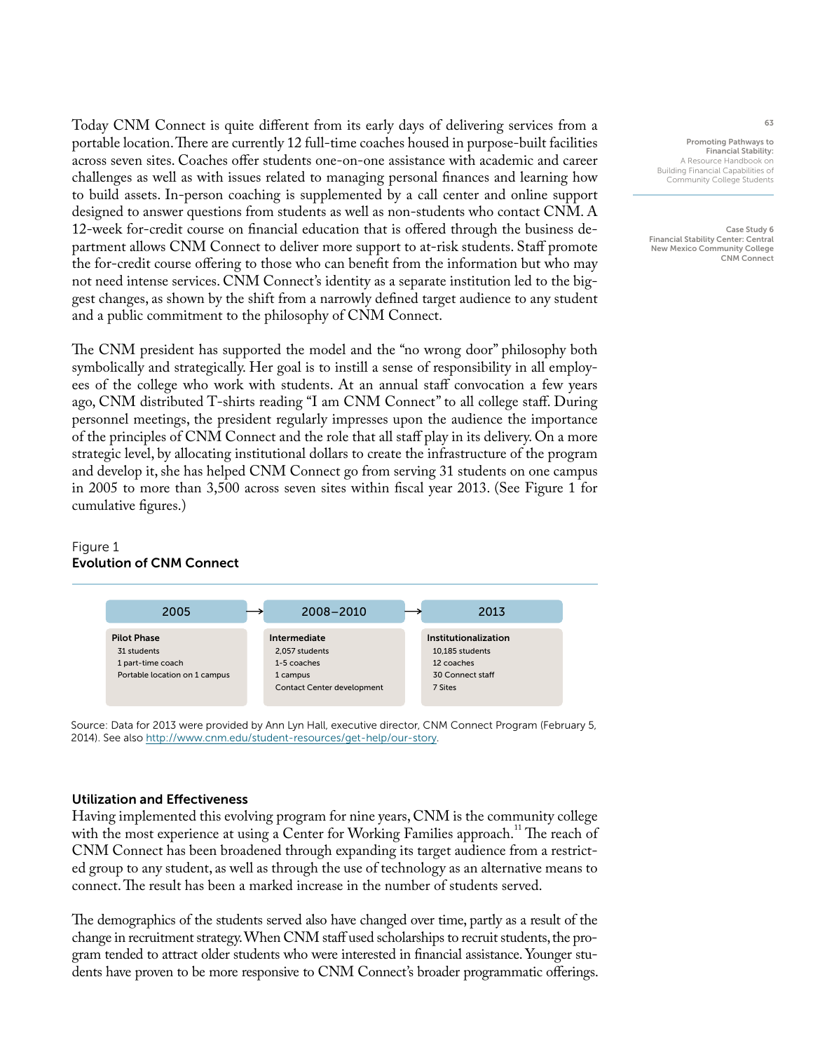Today CNM Connect is quite different from its early days of delivering services from a portable location. There are currently 12 full-time coaches housed in purpose-built facilities across seven sites. Coaches offer students one-on-one assistance with academic and career challenges as well as with issues related to managing personal finances and learning how to build assets. In-person coaching is supplemented by a call center and online support designed to answer questions from students as well as non-students who contact CNM. A 12-week for-credit course on financial education that is offered through the business department allows CNM Connect to deliver more support to at-risk students. Staff promote the for-credit course offering to those who can benefit from the information but who may not need intense services. CNM Connect's identity as a separate institution led to the biggest changes, as shown by the shift from a narrowly defined target audience to any student and a public commitment to the philosophy of CNM Connect.

The CNM president has supported the model and the "no wrong door" philosophy both symbolically and strategically. Her goal is to instill a sense of responsibility in all employees of the college who work with students. At an annual staff convocation a few years ago, CNM distributed T-shirts reading "I am CNM Connect" to all college staff. During personnel meetings, the president regularly impresses upon the audience the importance of the principles of CNM Connect and the role that all staff play in its delivery. On a more strategic level, by allocating institutional dollars to create the infrastructure of the program and develop it, she has helped CNM Connect go from serving 31 students on one campus in 2005 to more than 3,500 across seven sites within fiscal year 2013. (See Figure 1 for cumulative figures.)

Figure 1
**Evolution of CNM Connect**

2005 → 2008–2010 → 2013

**Pilot Phase**
31 students
1 part-time coach
Portable location on 1 campus

**Intermediate**
2,057 students
1-5 coaches
1 campus
Contact Center development

**Institutionalization**
10,185 students
12 coaches
30 Connect staff
7 Sites

Source: Data for 2013 were provided by Ann Lyn Hall, executive director, CNM Connect Program (February 5, 2014). See also http://www.cnm.edu/student-resources/get-help/our-story.

### Utilization and Effectiveness

Having implemented this evolving program for nine years, CNM is the community college with the most experience at using a Center for Working Families approach.[11] The reach of CNM Connect has been broadened through expanding its target audience from a restricted group to any student, as well as through the use of technology as an alternative means to connect. The result has been a marked increase in the number of students served.

The demographics of the students served also have changed over time, partly as a result of the change in recruitment strategy. When CNM staff used scholarships to recruit students, the program tended to attract older students who were interested in financial assistance. Younger students have proven to be more responsive to CNM Connect's broader programmatic offerings.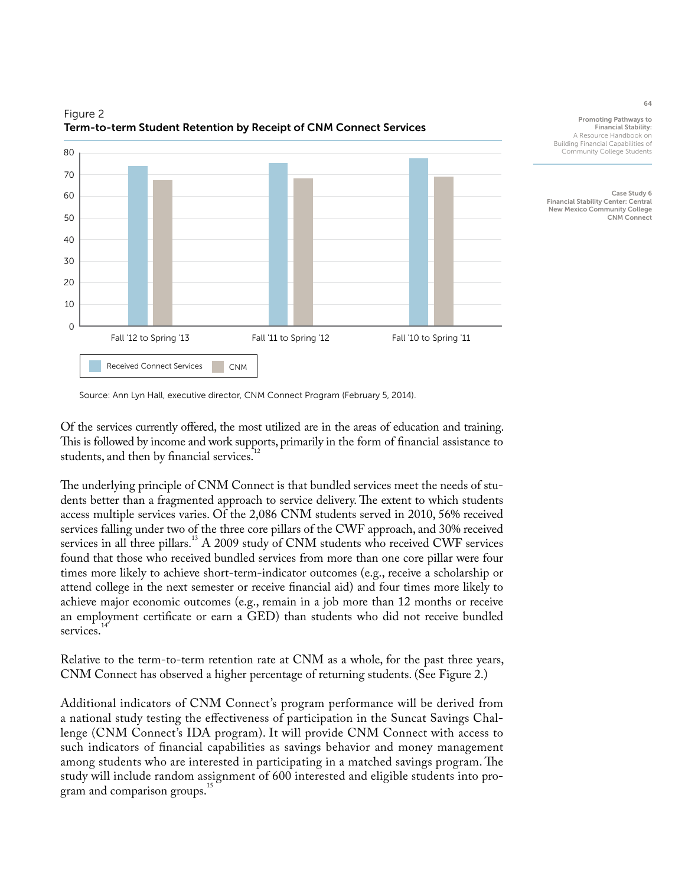Figure 2
**Term-to-term Student Retention by Receipt of CNM Connect Services**

80
70
60
50
40
30
20
10
0

Fall '12 to Spring '13
Fall '11 to Spring '12
Fall '10 to Spring '11

Received Connect Services
CNM

Source: Ann Lyn Hall, executive director, CNM Connect Program (February 5, 2014).

Of the services currently offered, the most utilized are in the areas of education and training. This is followed by income and work supports, primarily in the form of financial assistance to students, and then by financial services.[12]

The underlying principle of CNM Connect is that bundled services meet the needs of students better than a fragmented approach to service delivery. The extent to which students access multiple services varies. Of the 2,086 CNM students served in 2010, 56% received services falling under two of the three core pillars of the CWF approach, and 30% received services in all three pillars.[13] A 2009 study of CNM students who received CWF services found that those who received bundled services from more than one core pillar were four times more likely to achieve short-term-indicator outcomes (e.g., receive a scholarship or attend college in the next semester or receive financial aid) and four times more likely to achieve major economic outcomes (e.g., remain in a job more than 12 months or receive an employment certificate or earn a GED) than students who did not receive bundled services.[14]

Relative to the term-to-term retention rate at CNM as a whole, for the past three years, CNM Connect has observed a higher percentage of returning students. (See Figure 2.)

Additional indicators of CNM Connect's program performance will be derived from a national study testing the effectiveness of participation in the Suncat Savings Challenge (CNM Connect's IDA program). It will provide CNM Connect with access to such indicators of financial capabilities as savings behavior and money management among students who are interested in participating in a matched savings program. The study will include random assignment of 600 interested and eligible students into program and comparison groups.[15]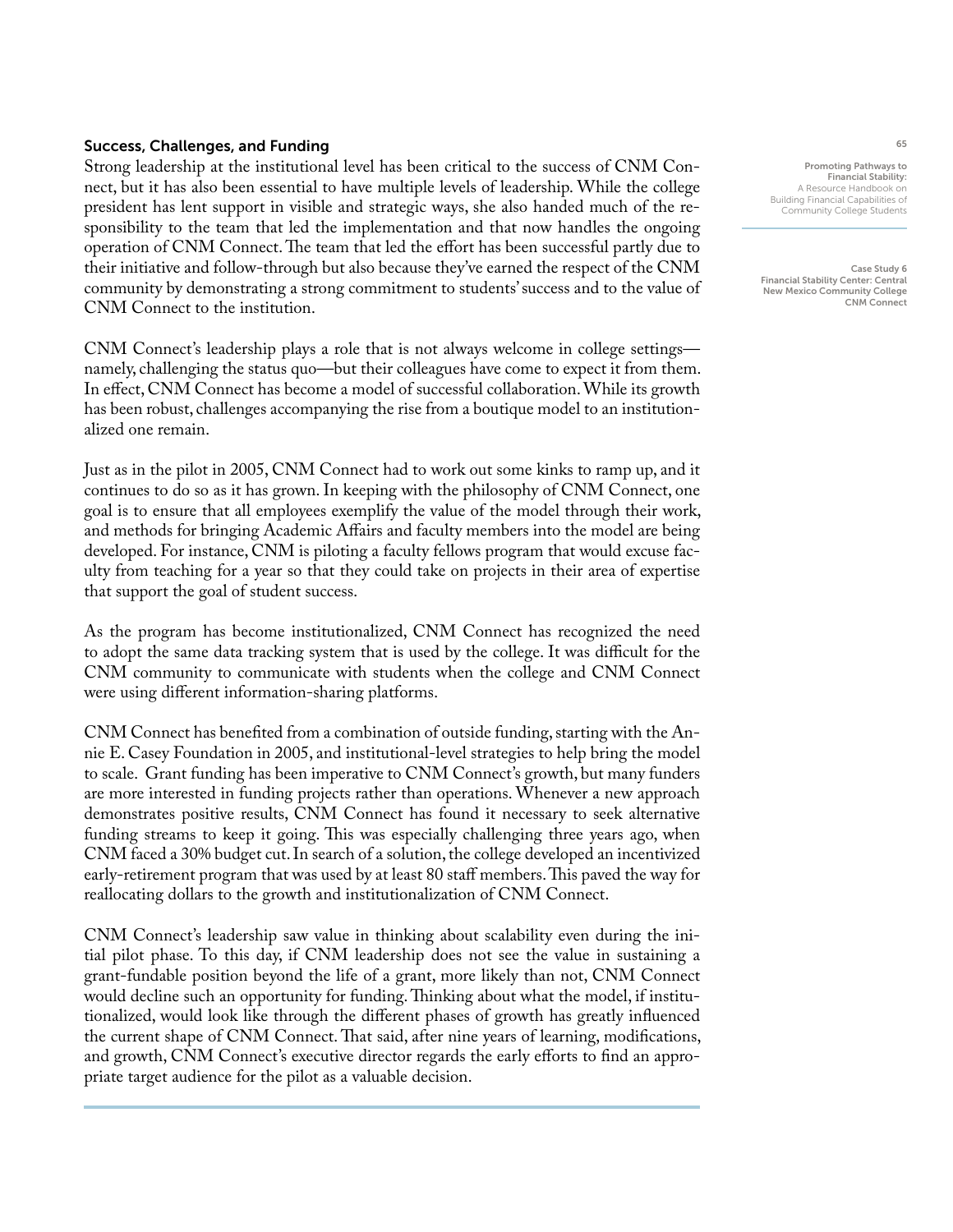### Success, Challenges, and Funding

Strong leadership at the institutional level has been critical to the success of CNM Connect, but it has also been essential to have multiple levels of leadership. While the college president has lent support in visible and strategic ways, she also handed much of the responsibility to the team that led the implementation and that now handles the ongoing operation of CNM Connect. The team that led the effort has been successful partly due to their initiative and follow-through but also because they've earned the respect of the CNM community by demonstrating a strong commitment to students' success and to the value of CNM Connect to the institution.

CNM Connect's leadership plays a role that is not always welcome in college settings—namely, challenging the status quo—but their colleagues have come to expect it from them. In effect, CNM Connect has become a model of successful collaboration. While its growth has been robust, challenges accompanying the rise from a boutique model to an institutionalized one remain.

Just as in the pilot in 2005, CNM Connect had to work out some kinks to ramp up, and it continues to do so as it has grown. In keeping with the philosophy of CNM Connect, one goal is to ensure that all employees exemplify the value of the model through their work, and methods for bringing Academic Affairs and faculty members into the model are being developed. For instance, CNM is piloting a faculty fellows program that would excuse faculty from teaching for a year so that they could take on projects in their area of expertise that support the goal of student success.

As the program has become institutionalized, CNM Connect has recognized the need to adopt the same data tracking system that is used by the college. It was difficult for the CNM community to communicate with students when the college and CNM Connect were using different information-sharing platforms.

CNM Connect has benefited from a combination of outside funding, starting with the Annie E. Casey Foundation in 2005, and institutional-level strategies to help bring the model to scale. Grant funding has been imperative to CNM Connect's growth, but many funders are more interested in funding projects rather than operations. Whenever a new approach demonstrates positive results, CNM Connect has found it necessary to seek alternative funding streams to keep it going. This was especially challenging three years ago, when CNM faced a 30% budget cut. In search of a solution, the college developed an incentivized early-retirement program that was used by at least 80 staff members. This paved the way for reallocating dollars to the growth and institutionalization of CNM Connect.

CNM Connect's leadership saw value in thinking about scalability even during the initial pilot phase. To this day, if CNM leadership does not see the value in sustaining a grant-fundable position beyond the life of a grant, more likely than not, CNM Connect would decline such an opportunity for funding. Thinking about what the model, if institutionalized, would look like through the different phases of growth has greatly influenced the current shape of CNM Connect. That said, after nine years of learning, modifications, and growth, CNM Connect's executive director regards the early efforts to find an appropriate target audience for the pilot as a valuable decision.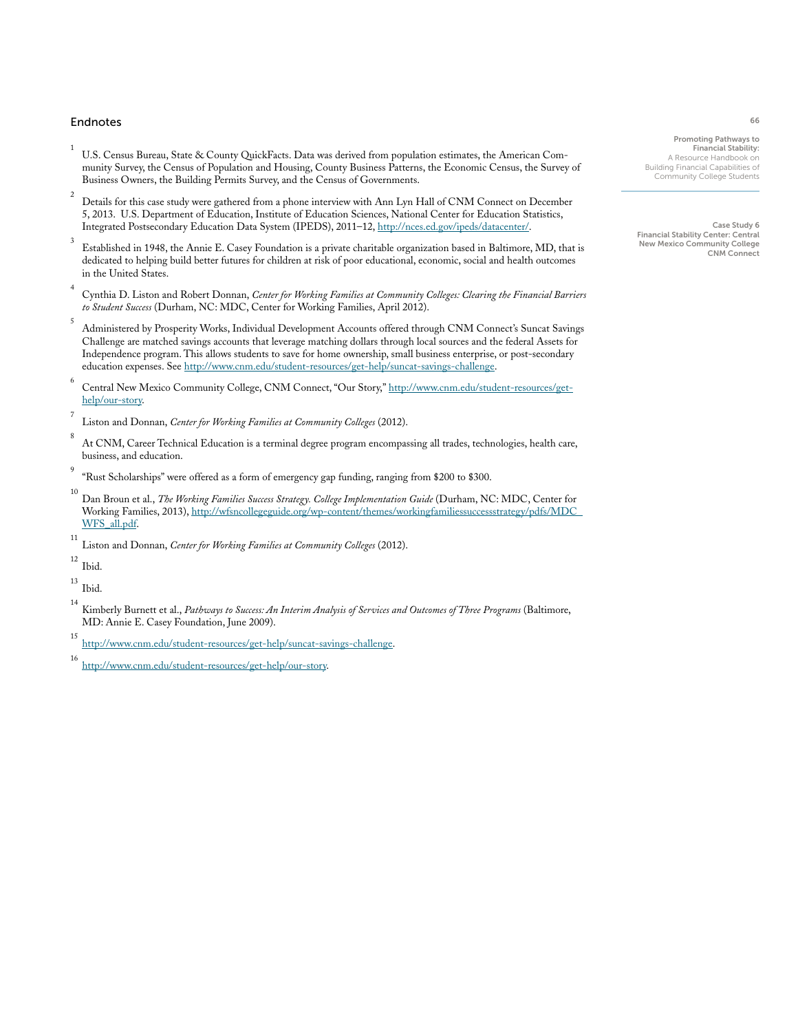## Endnotes

1. U.S. Census Bureau, State & County QuickFacts. Data was derived from population estimates, the American Community Survey, the Census of Population and Housing, County Business Patterns, the Economic Census, the Survey of Business Owners, the Building Permits Survey, and the Census of Governments.

2. Details for this case study were gathered from a phone interview with Ann Lyn Hall of CNM Connect on December 5, 2013. U.S. Department of Education, Institute of Education Sciences, National Center for Education Statistics, Integrated Postsecondary Education Data System (IPEDS), 2011–12, http://nces.ed.gov/ipeds/datacenter/.

3. Established in 1948, the Annie E. Casey Foundation is a private charitable organization based in Baltimore, MD, that is dedicated to helping build better futures for children at risk of poor educational, economic, social and health outcomes in the United States.

4. Cynthia D. Liston and Robert Donnan, *Center for Working Families at Community Colleges: Clearing the Financial Barriers to Student Success* (Durham, NC: MDC, Center for Working Families, April 2012).

5. Administered by Prosperity Works, Individual Development Accounts offered through CNM Connect's Suncat Savings Challenge are matched savings accounts that leverage matching dollars through local sources and the federal Assets for Independence program. This allows students to save for home ownership, small business enterprise, or post-secondary education expenses. See http://www.cnm.edu/student-resources/get-help/suncat-savings-challenge.

6. Central New Mexico Community College, CNM Connect, "Our Story," http://www.cnm.edu/student-resources/get-help/our-story.

7. Liston and Donnan, *Center for Working Families at Community Colleges* (2012).

8. At CNM, Career Technical Education is a terminal degree program encompassing all trades, technologies, health care, business, and education.

9. "Rust Scholarships" were offered as a form of emergency gap funding, ranging from $200 to $300.

10. Dan Broun et al., *The Working Families Success Strategy. College Implementation Guide* (Durham, NC: MDC, Center for Working Families, 2013), http://wfsncollegeguide.org/wp-content/themes/workingfamiliessuccessstrategy/pdfs/MDC_WFS_all.pdf.

11. Liston and Donnan, *Center for Working Families at Community Colleges* (2012).

12. Ibid.

13. Ibid.

14. Kimberly Burnett et al., *Pathways to Success: An Interim Analysis of Services and Outcomes of Three Programs* (Baltimore, MD: Annie E. Casey Foundation, June 2009).

15. http://www.cnm.edu/student-resources/get-help/suncat-savings-challenge.

16. http://www.cnm.edu/student-resources/get-help/our-story.